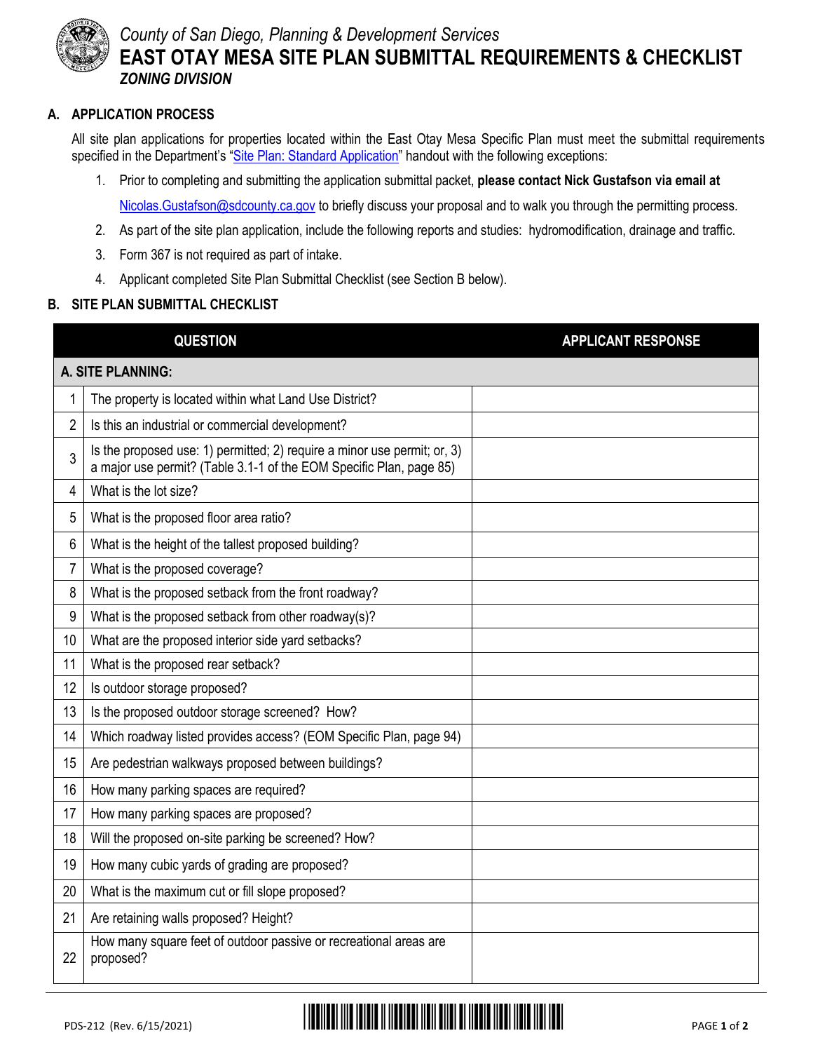County of San Diego, Planning & Development Services

# EAST OTAY MESA SITE PLAN SUBMITTAL REQUIREMENTS & CHECKLIST

***ZONING DIVISION***

## A. APPLICATION PROCESS

All site plan applications for properties located within the East Otay Mesa Specific Plan must meet the submittal requirements specified in the Department's "Site Plan: Standard Application" handout with the following exceptions:

1. Prior to completing and submitting the application submittal packet, **please contact Nick Gustafson via email at** Nicolas.Gustafson@sdcounty.ca.gov to briefly discuss your proposal and to walk you through the permitting process.
2. As part of the site plan application, include the following reports and studies: hydromodification, drainage and traffic.
3. Form 367 is not required as part of intake.
4. Applicant completed Site Plan Submittal Checklist (see Section B below).

## B. SITE PLAN SUBMITTAL CHECKLIST

| | QUESTION | APPLICANT RESPONSE |
|---|---|---|
| **A. SITE PLANNING:** | | |
| 1 | The property is located within what Land Use District? | |
| 2 | Is this an industrial or commercial development? | |
| 3 | Is the proposed use: 1) permitted; 2) require a minor use permit; or, 3) a major use permit? (Table 3.1-1 of the EOM Specific Plan, page 85) | |
| 4 | What is the lot size? | |
| 5 | What is the proposed floor area ratio? | |
| 6 | What is the height of the tallest proposed building? | |
| 7 | What is the proposed coverage? | |
| 8 | What is the proposed setback from the front roadway? | |
| 9 | What is the proposed setback from other roadway(s)? | |
| 10 | What are the proposed interior side yard setbacks? | |
| 11 | What is the proposed rear setback? | |
| 12 | Is outdoor storage proposed? | |
| 13 | Is the proposed outdoor storage screened? How? | |
| 14 | Which roadway listed provides access? (EOM Specific Plan, page 94) | |
| 15 | Are pedestrian walkways proposed between buildings? | |
| 16 | How many parking spaces are required? | |
| 17 | How many parking spaces are proposed? | |
| 18 | Will the proposed on-site parking be screened? How? | |
| 19 | How many cubic yards of grading are proposed? | |
| 20 | What is the maximum cut or fill slope proposed? | |
| 21 | Are retaining walls proposed? Height? | |
| 22 | How many square feet of outdoor passive or recreational areas are proposed? | |

PDS-212 (Rev. 6/15/2021)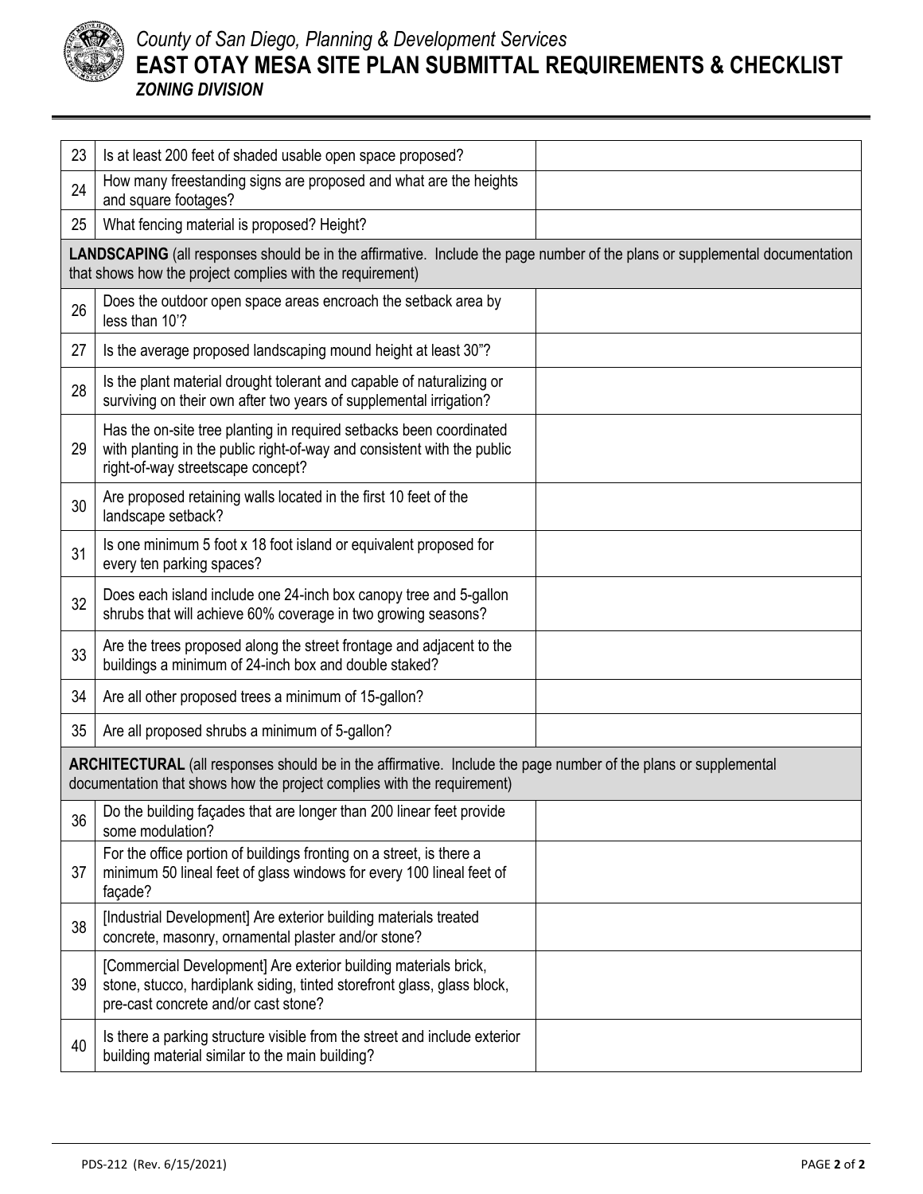| | | |
|---|---|---|
| 23 | Is at least 200 feet of shaded usable open space proposed? | |
| 24 | How many freestanding signs are proposed and what are the heights and square footages? | |
| 25 | What fencing material is proposed? Height? | |
| **LANDSCAPING** (all responses should be in the affirmative. Include the page number of the plans or supplemental documentation that shows how the project complies with the requirement) | | |
| 26 | Does the outdoor open space areas encroach the setback area by less than 10'? | |
| 27 | Is the average proposed landscaping mound height at least 30"? | |
| 28 | Is the plant material drought tolerant and capable of naturalizing or surviving on their own after two years of supplemental irrigation? | |
| 29 | Has the on-site tree planting in required setbacks been coordinated with planting in the public right-of-way and consistent with the public right-of-way streetscape concept? | |
| 30 | Are proposed retaining walls located in the first 10 feet of the landscape setback? | |
| 31 | Is one minimum 5 foot x 18 foot island or equivalent proposed for every ten parking spaces? | |
| 32 | Does each island include one 24-inch box canopy tree and 5-gallon shrubs that will achieve 60% coverage in two growing seasons? | |
| 33 | Are the trees proposed along the street frontage and adjacent to the buildings a minimum of 24-inch box and double staked? | |
| 34 | Are all other proposed trees a minimum of 15-gallon? | |
| 35 | Are all proposed shrubs a minimum of 5-gallon? | |
| **ARCHITECTURAL** (all responses should be in the affirmative. Include the page number of the plans or supplemental documentation that shows how the project complies with the requirement) | | |
| 36 | Do the building façades that are longer than 200 linear feet provide some modulation? | |
| 37 | For the office portion of buildings fronting on a street, is there a minimum 50 lineal feet of glass windows for every 100 lineal feet of façade? | |
| 38 | [Industrial Development] Are exterior building materials treated concrete, masonry, ornamental plaster and/or stone? | |
| 39 | [Commercial Development] Are exterior building materials brick, stone, stucco, hardiplank siding, tinted storefront glass, glass block, pre-cast concrete and/or cast stone? | |
| 40 | Is there a parking structure visible from the street and include exterior building material similar to the main building? | |